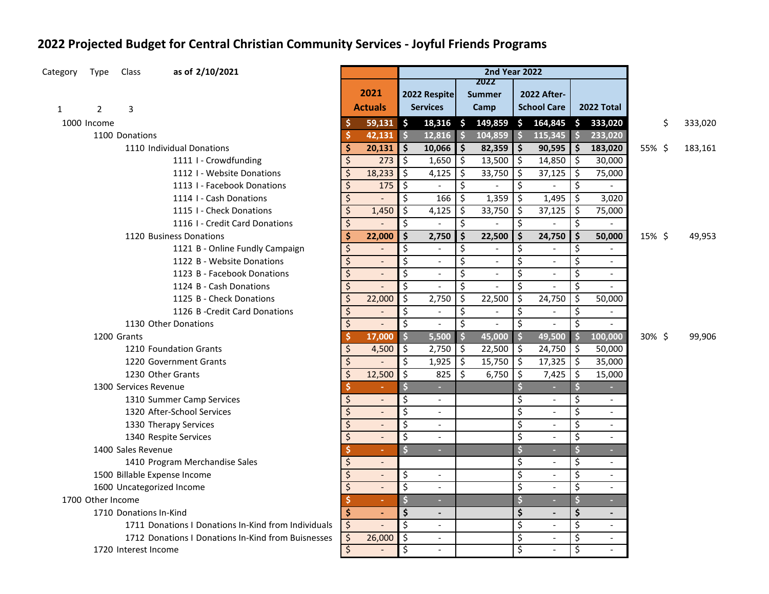# 2022 Projected Budget for Central Christian Community Services - Joyful Friends Programs

| Category | Type | Class | as of 2/10/2021 | 2021 Actuals | 2nd Year 2022 | | | | | | |
|---|---|---|---|---|---|---|---|---|---|---|---|
| 1 | 2 | 3 | | | 2022 Respite Services | 2022 Summer Camp | 2022 After-School Care | 2022 Total | | | |
| 1000 Income | | | | $ 59,131 | $ 18,316 | $ 149,859 | $ 164,845 | $ 333,020 | | $ 333,020 | |
| | 1100 Donations | | | $ 42,131 | $ 12,816 | $ 104,859 | $ 115,345 | $ 233,020 | | | |
| | | 1110 Individual Donations | | $ 20,131 | $ 10,066 | $ 82,359 | $ 90,595 | $ 183,020 | 55% | $ 183,161 | |
| | | | 1111 I - Crowdfunding | $ 273 | $ 1,650 | $ 13,500 | $ 14,850 | $ 30,000 | | | |
| | | | 1112 I - Website Donations | $ 18,233 | $ 4,125 | $ 33,750 | $ 37,125 | $ 75,000 | | | |
| | | | 1113 I - Facebook Donations | $ 175 | $ - | $ - | $ - | $ - | | | |
| | | | 1114 I - Cash Donations | $ - | $ 166 | $ 1,359 | $ 1,495 | $ 3,020 | | | |
| | | | 1115 I - Check Donations | $ 1,450 | $ 4,125 | $ 33,750 | $ 37,125 | $ 75,000 | | | |
| | | | 1116 I - Credit Card Donations | $ - | $ - | $ - | $ - | $ - | | | |
| | | 1120 Business Donations | | $ 22,000 | $ 2,750 | $ 22,500 | $ 24,750 | $ 50,000 | 15% | $ 49,953 | |
| | | | 1121 B - Online Fundly Campaign | $ - | $ - | $ - | $ - | $ - | | | |
| | | | 1122 B - Website Donations | $ - | $ - | $ - | $ - | $ - | | | |
| | | | 1123 B - Facebook Donations | $ - | $ - | $ - | $ - | $ - | | | |
| | | | 1124 B - Cash Donations | $ - | $ - | $ - | $ - | $ - | | | |
| | | | 1125 B - Check Donations | $ 22,000 | $ 2,750 | $ 22,500 | $ 24,750 | $ 50,000 | | | |
| | | | 1126 B -Credit Card Donations | $ - | $ - | $ - | $ - | $ - | | | |
| | | 1130 Other Donations | | $ - | $ - | $ - | $ - | $ - | | | |
| | 1200 Grants | | | $ 17,000 | $ 5,500 | $ 45,000 | $ 49,500 | $ 100,000 | 30% | $ 99,906 | |
| | | 1210 Foundation Grants | | $ 4,500 | $ 2,750 | $ 22,500 | $ 24,750 | $ 50,000 | | | |
| | | 1220 Government Grants | | $ - | $ 1,925 | $ 15,750 | $ 17,325 | $ 35,000 | | | |
| | | 1230 Other Grants | | $ 12,500 | $ 825 | $ 6,750 | $ 7,425 | $ 15,000 | | | |
| | 1300 Services Revenue | | | $ - | $ - | | $ - | $ - | | | |
| | | 1310 Summer Camp Services | | $ - | $ - | | $ - | $ - | | | |
| | | 1320 After-School Services | | $ - | $ - | | $ - | $ - | | | |
| | | 1330 Therapy Services | | $ - | $ - | | $ - | $ - | | | |
| | | 1340 Respite Services | | $ - | $ - | | $ - | $ - | | | |
| | 1400 Sales Revenue | | | $ - | $ - | | $ - | $ - | | | |
| | | 1410 Program Merchandise Sales | | $ - | | | $ - | $ - | | | |
| | 1500 Billable Expense Income | | | $ - | $ - | | $ - | $ - | | | |
| | 1600 Uncategorized Income | | | $ - | $ - | | $ - | $ - | | | |
| 1700 Other Income | | | | $ - | $ - | | $ - | $ - | | | |
| | 1710 Donations In-Kind | | | $ - | $ - | | $ - | $ - | | | |
| | | 1711 Donations I Donations In-Kind from Individuals | | $ - | $ - | | $ - | $ - | | | |
| | | 1712 Donations I Donations In-Kind from Buisnesses | | $ 26,000 | $ - | | $ - | $ - | | | |
| | 1720 Interest Income | | | $ - | $ - | | $ - | $ - | | | |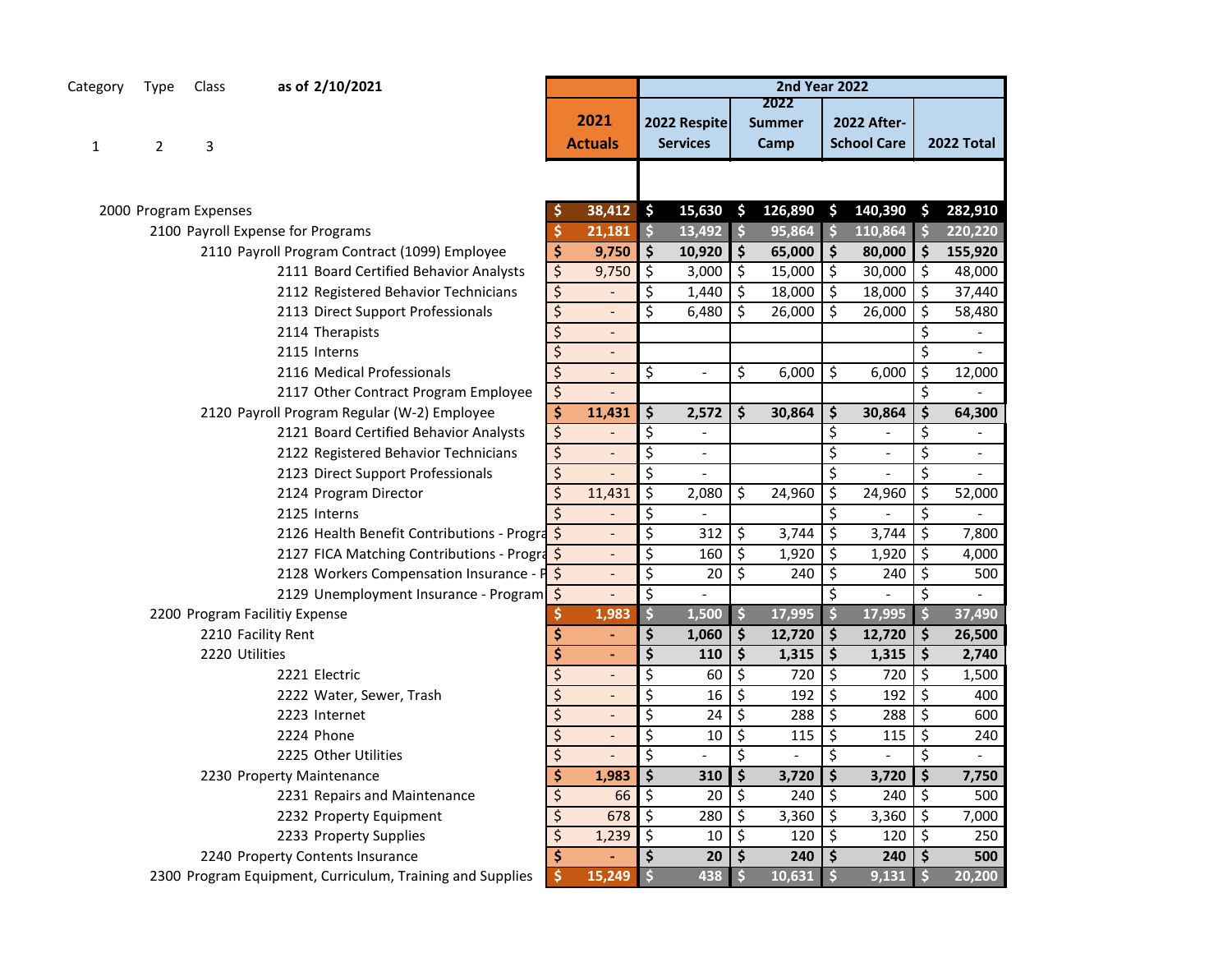| Category 1 | Type 2 | Class 3 | as of 2/10/2021 | 2021 Actuals | 2nd Year 2022 | | | |
|---|---|---|---|---|---|---|---|---|
| | | | | | 2022 Respite Services | 2022 Summer Camp | 2022 After-School Care | 2022 Total |
| 2000 | Program Expenses | | | $ 38,412 | $ 15,630 | $ 126,890 | $ 140,390 | $ 282,910 |
| | 2100 | Payroll Expense for Programs | | $ 21,181 | $ 13,492 | $ 95,864 | $ 110,864 | $ 220,220 |
| | | 2110 | Payroll Program Contract (1099) Employee | $ 9,750 | $ 10,920 | $ 65,000 | $ 80,000 | $ 155,920 |
| | | | 2111 Board Certified Behavior Analysts | $ 9,750 | $ 3,000 | $ 15,000 | $ 30,000 | $ 48,000 |
| | | | 2112 Registered Behavior Technicians | $ - | $ 1,440 | $ 18,000 | $ 18,000 | $ 37,440 |
| | | | 2113 Direct Support Professionals | $ - | $ 6,480 | $ 26,000 | $ 26,000 | $ 58,480 |
| | | | 2114 Therapists | $ - | | | | $ - |
| | | | 2115 Interns | $ - | | | | $ - |
| | | | 2116 Medical Professionals | $ - | $ - | $ 6,000 | $ 6,000 | $ 12,000 |
| | | | 2117 Other Contract Program Employee | $ - | | | | $ - |
| | | 2120 | Payroll Program Regular (W-2) Employee | $ 11,431 | $ 2,572 | $ 30,864 | $ 30,864 | $ 64,300 |
| | | | 2121 Board Certified Behavior Analysts | $ - | $ - | | $ - | $ - |
| | | | 2122 Registered Behavior Technicians | $ - | $ - | | $ - | $ - |
| | | | 2123 Direct Support Professionals | $ - | $ - | | $ - | $ - |
| | | | 2124 Program Director | $ 11,431 | $ 2,080 | $ 24,960 | $ 24,960 | $ 52,000 |
| | | | 2125 Interns | $ - | $ - | | $ - | $ - |
| | | | 2126 Health Benefit Contributions - Progra | $ - | $ 312 | $ 3,744 | $ 3,744 | $ 7,800 |
| | | | 2127 FICA Matching Contributions - Progra | $ - | $ 160 | $ 1,920 | $ 1,920 | $ 4,000 |
| | | | 2128 Workers Compensation Insurance - P | $ - | $ 20 | $ 240 | $ 240 | $ 500 |
| | | | 2129 Unemployment Insurance - Program | $ - | $ - | | $ - | $ - |
| | 2200 | Program Facilitiy Expense | | $ 1,983 | $ 1,500 | $ 17,995 | $ 17,995 | $ 37,490 |
| | | 2210 | Facility Rent | $ - | $ 1,060 | $ 12,720 | $ 12,720 | $ 26,500 |
| | | 2220 | Utilities | $ - | $ 110 | $ 1,315 | $ 1,315 | $ 2,740 |
| | | | 2221 Electric | $ - | $ 60 | $ 720 | $ 720 | $ 1,500 |
| | | | 2222 Water, Sewer, Trash | $ - | $ 16 | $ 192 | $ 192 | $ 400 |
| | | | 2223 Internet | $ - | $ 24 | $ 288 | $ 288 | $ 600 |
| | | | 2224 Phone | $ - | $ 10 | $ 115 | $ 115 | $ 240 |
| | | | 2225 Other Utilities | $ - | $ - | $ - | $ - | $ - |
| | | 2230 | Property Maintenance | $ 1,983 | $ 310 | $ 3,720 | $ 3,720 | $ 7,750 |
| | | | 2231 Repairs and Maintenance | $ 66 | $ 20 | $ 240 | $ 240 | $ 500 |
| | | | 2232 Property Equipment | $ 678 | $ 280 | $ 3,360 | $ 3,360 | $ 7,000 |
| | | | 2233 Property Supplies | $ 1,239 | $ 10 | $ 120 | $ 120 | $ 250 |
| | | 2240 | Property Contents Insurance | $ - | $ 20 | $ 240 | $ 240 | $ 500 |
| | 2300 | Program Equipment, Curriculum, Training and Supplies | | $ 15,249 | $ 438 | $ 10,631 | $ 9,131 | $ 20,200 |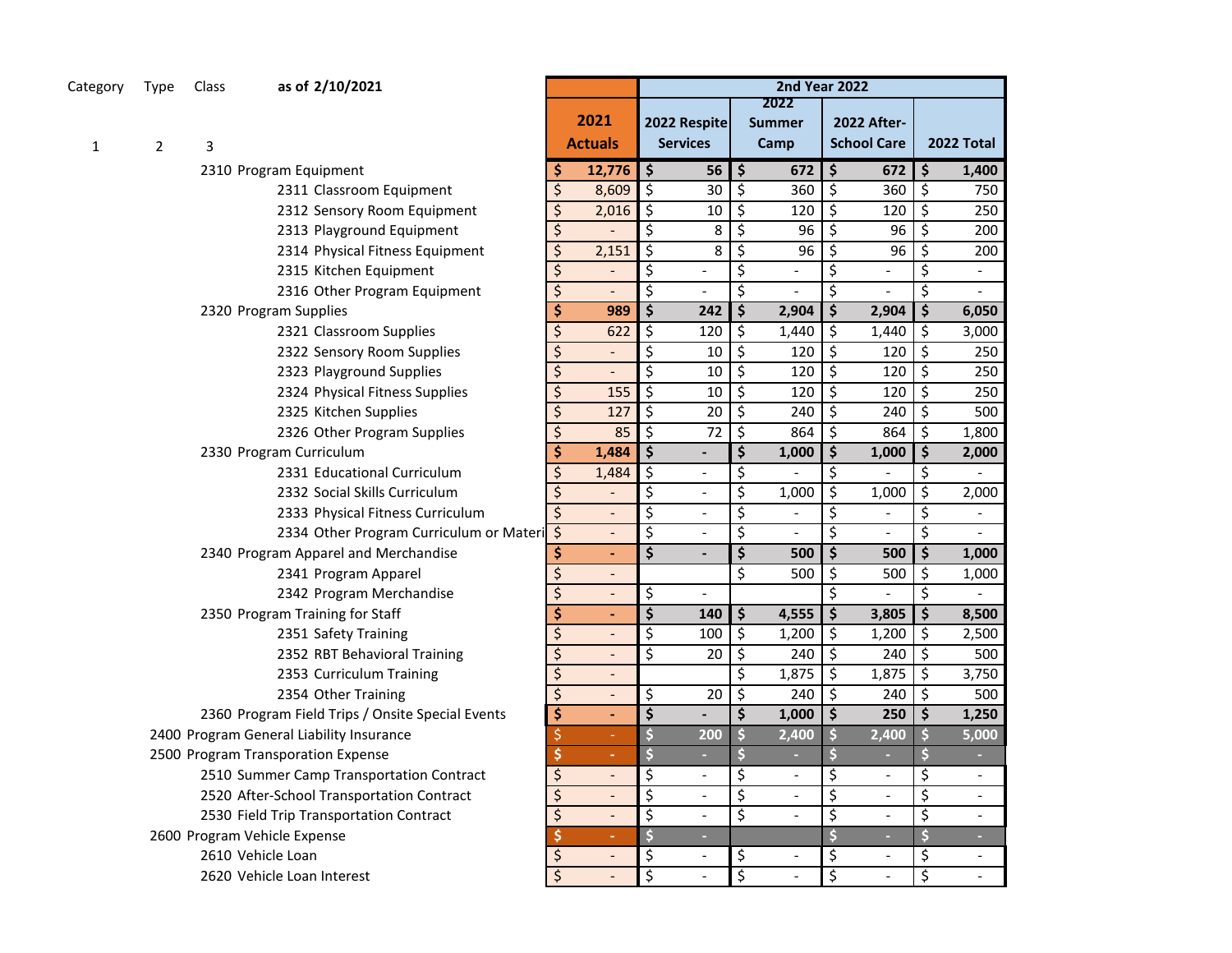| Category | Type | Class | as of 2/10/2021 | 2021 Actuals | 2nd Year 2022 | | | |
|---|---|---|---|---|---|---|---|---|
| | | | | | 2022 Respite Services | 2022 Summer Camp | 2022 After-School Care | 2022 Total |
| 1 | 2 | 3 | | | | | | |
| | | 2310 | Program Equipment | **$ 12,776** | **$ 56** | **$ 672** | **$ 672** | **$ 1,400** |
| | | | 2311 Classroom Equipment | $ 8,609 | $ 30 | $ 360 | $ 360 | $ 750 |
| | | | 2312 Sensory Room Equipment | $ 2,016 | $ 10 | $ 120 | $ 120 | $ 250 |
| | | | 2313 Playground Equipment | $ - | $ 8 | $ 96 | $ 96 | $ 200 |
| | | | 2314 Physical Fitness Equipment | $ 2,151 | $ 8 | $ 96 | $ 96 | $ 200 |
| | | | 2315 Kitchen Equipment | $ - | $ - | $ - | $ - | $ - |
| | | | 2316 Other Program Equipment | $ - | $ - | $ - | $ - | $ - |
| | | 2320 | Program Supplies | **$ 989** | **$ 242** | **$ 2,904** | **$ 2,904** | **$ 6,050** |
| | | | 2321 Classroom Supplies | $ 622 | $ 120 | $ 1,440 | $ 1,440 | $ 3,000 |
| | | | 2322 Sensory Room Supplies | $ - | $ 10 | $ 120 | $ 120 | $ 250 |
| | | | 2323 Playground Supplies | $ - | $ 10 | $ 120 | $ 120 | $ 250 |
| | | | 2324 Physical Fitness Supplies | $ 155 | $ 10 | $ 120 | $ 120 | $ 250 |
| | | | 2325 Kitchen Supplies | $ 127 | $ 20 | $ 240 | $ 240 | $ 500 |
| | | | 2326 Other Program Supplies | $ 85 | $ 72 | $ 864 | $ 864 | $ 1,800 |
| | | 2330 | Program Curriculum | **$ 1,484** | **$ -** | **$ 1,000** | **$ 1,000** | **$ 2,000** |
| | | | 2331 Educational Curriculum | $ 1,484 | $ - | $ - | $ - | $ - |
| | | | 2332 Social Skills Curriculum | $ - | $ - | $ 1,000 | $ 1,000 | $ 2,000 |
| | | | 2333 Physical Fitness Curriculum | $ - | $ - | $ - | $ - | $ - |
| | | | 2334 Other Program Curriculum or Materi | $ - | $ - | $ - | $ - | $ - |
| | | 2340 | Program Apparel and Merchandise | **$ -** | **$ -** | **$ 500** | **$ 500** | **$ 1,000** |
| | | | 2341 Program Apparel | $ - | | $ 500 | $ 500 | $ 1,000 |
| | | | 2342 Program Merchandise | $ - | $ - | | $ - | $ - |
| | | 2350 | Program Training for Staff | **$ -** | **$ 140** | **$ 4,555** | **$ 3,805** | **$ 8,500** |
| | | | 2351 Safety Training | $ - | $ 100 | $ 1,200 | $ 1,200 | $ 2,500 |
| | | | 2352 RBT Behavioral Training | $ - | $ 20 | $ 240 | $ 240 | $ 500 |
| | | | 2353 Curriculum Training | $ - | | $ 1,875 | $ 1,875 | $ 3,750 |
| | | | 2354 Other Training | $ - | $ 20 | $ 240 | $ 240 | $ 500 |
| | | 2360 | Program Field Trips / Onsite Special Events | **$ -** | **$ -** | **$ 1,000** | **$ 250** | **$ 1,250** |
| | 2400 | | Program General Liability Insurance | **$ -** | **$ 200** | **$ 2,400** | **$ 2,400** | **$ 5,000** |
| | 2500 | | Program Transporation Expense | **$ -** | **$ -** | **$ -** | **$ -** | **$ -** |
| | | 2510 | Summer Camp Transportation Contract | $ - | $ - | $ - | $ - | $ - |
| | | 2520 | After-School Transportation Contract | $ - | $ - | $ - | $ - | $ - |
| | | 2530 | Field Trip Transportation Contract | $ - | $ - | $ - | $ - | $ - |
| | 2600 | | Program Vehicle Expense | **$ -** | **$ -** | | **$ -** | **$ -** |
| | | 2610 | Vehicle Loan | $ - | $ - | $ - | $ - | $ - |
| | | 2620 | Vehicle Loan Interest | $ - | $ - | $ - | $ - | $ - |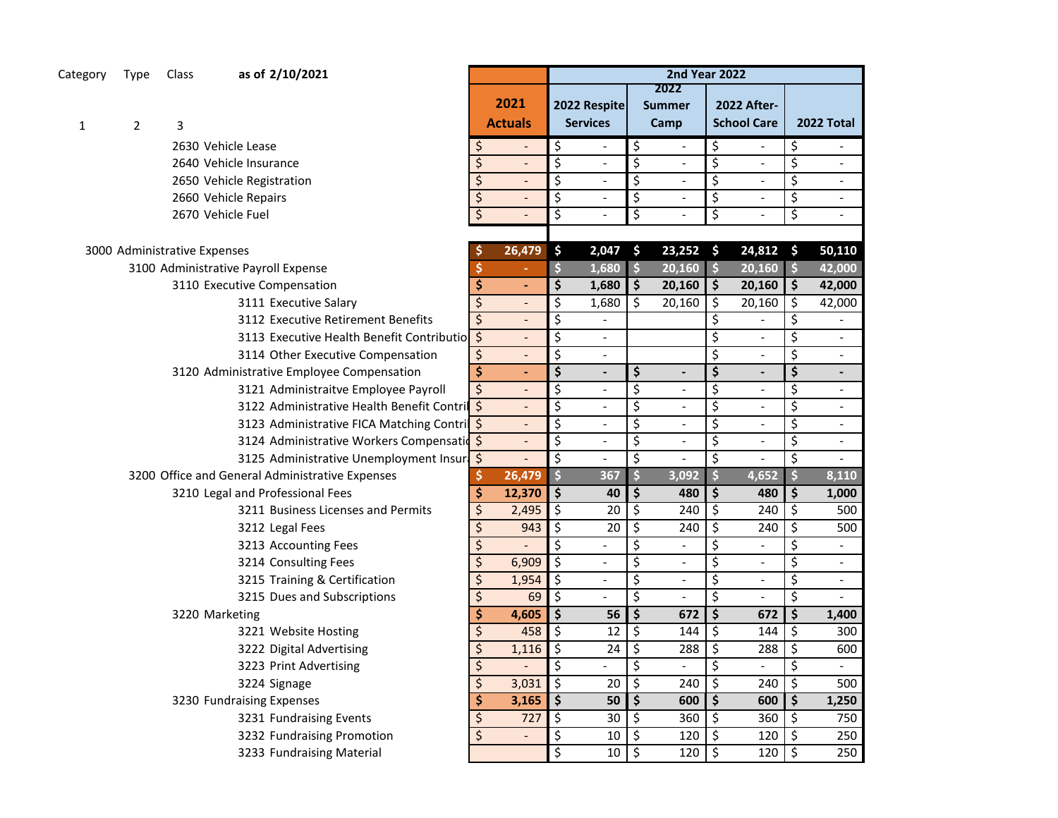| Category | Type | Class | as of 2/10/2021 | 2021 Actuals | 2nd Year 2022 | | | |
|---|---|---|---|---|---|---|---|---|
| | | | | | 2022 Respite Services | 2022 Summer Camp | 2022 After-School Care | 2022 Total |
| 1 | 2 | 3 | | | | | | |
| | | 2630 | Vehicle Lease | $ - | $ - | $ - | $ - | $ - |
| | | 2640 | Vehicle Insurance | $ - | $ - | $ - | $ - | $ - |
| | | 2650 | Vehicle Registration | $ - | $ - | $ - | $ - | $ - |
| | | 2660 | Vehicle Repairs | $ - | $ - | $ - | $ - | $ - |
| | | 2670 | Vehicle Fuel | $ - | $ - | $ - | $ - | $ - |
| 3000 | | | Administrative Expenses | $ 26,479 | $ 2,047 | $ 23,252 | $ 24,812 | $ 50,110 |
| | 3100 | | Administrative Payroll Expense | $ - | $ 1,680 | $ 20,160 | $ 20,160 | $ 42,000 |
| | | 3110 | Executive Compensation | $ - | $ 1,680 | $ 20,160 | $ 20,160 | $ 42,000 |
| | | 3111 | Executive Salary | $ - | $ 1,680 | $ 20,160 | $ 20,160 | $ 42,000 |
| | | 3112 | Executive Retirement Benefits | $ - | $ - | | $ - | $ - |
| | | 3113 | Executive Health Benefit Contributio | $ - | $ - | | $ - | $ - |
| | | 3114 | Other Executive Compensation | $ - | $ - | | $ - | $ - |
| | | 3120 | Administrative Employee Compensation | $ - | $ - | $ - | $ - | $ - |
| | | 3121 | Administraitve Employee Payroll | $ - | $ - | $ - | $ - | $ - |
| | | 3122 | Administrative Health Benefit Contril | $ - | $ - | $ - | $ - | $ - |
| | | 3123 | Administrative FICA Matching Contri | $ - | $ - | $ - | $ - | $ - |
| | | 3124 | Administrative Workers Compensatic | $ - | $ - | $ - | $ - | $ - |
| | | 3125 | Administrative Unemployment Insur | $ - | $ - | $ - | $ - | $ - |
| | 3200 | | Office and General Administrative Expenses | $ 26,479 | $ 367 | $ 3,092 | $ 4,652 | $ 8,110 |
| | | 3210 | Legal and Professional Fees | $ 12,370 | $ 40 | $ 480 | $ 480 | $ 1,000 |
| | | 3211 | Business Licenses and Permits | $ 2,495 | $ 20 | $ 240 | $ 240 | $ 500 |
| | | 3212 | Legal Fees | $ 943 | $ 20 | $ 240 | $ 240 | $ 500 |
| | | 3213 | Accounting Fees | $ - | $ - | $ - | $ - | $ - |
| | | 3214 | Consulting Fees | $ 6,909 | $ - | $ - | $ - | $ - |
| | | 3215 | Training & Certification | $ 1,954 | $ - | $ - | $ - | $ - |
| | | 3215 | Dues and Subscriptions | $ 69 | $ - | $ - | $ - | $ - |
| | | 3220 | Marketing | $ 4,605 | $ 56 | $ 672 | $ 672 | $ 1,400 |
| | | 3221 | Website Hosting | $ 458 | $ 12 | $ 144 | $ 144 | $ 300 |
| | | 3222 | Digital Advertising | $ 1,116 | $ 24 | $ 288 | $ 288 | $ 600 |
| | | 3223 | Print Advertising | $ - | $ - | $ - | $ - | $ - |
| | | 3224 | Signage | $ 3,031 | $ 20 | $ 240 | $ 240 | $ 500 |
| | | 3230 | Fundraising Expenses | $ 3,165 | $ 50 | $ 600 | $ 600 | $ 1,250 |
| | | 3231 | Fundraising Events | $ 727 | $ 30 | $ 360 | $ 360 | $ 750 |
| | | 3232 | Fundraising Promotion | $ - | $ 10 | $ 120 | $ 120 | $ 250 |
| | | 3233 | Fundraising Material | | $ 10 | $ 120 | $ 120 | $ 250 |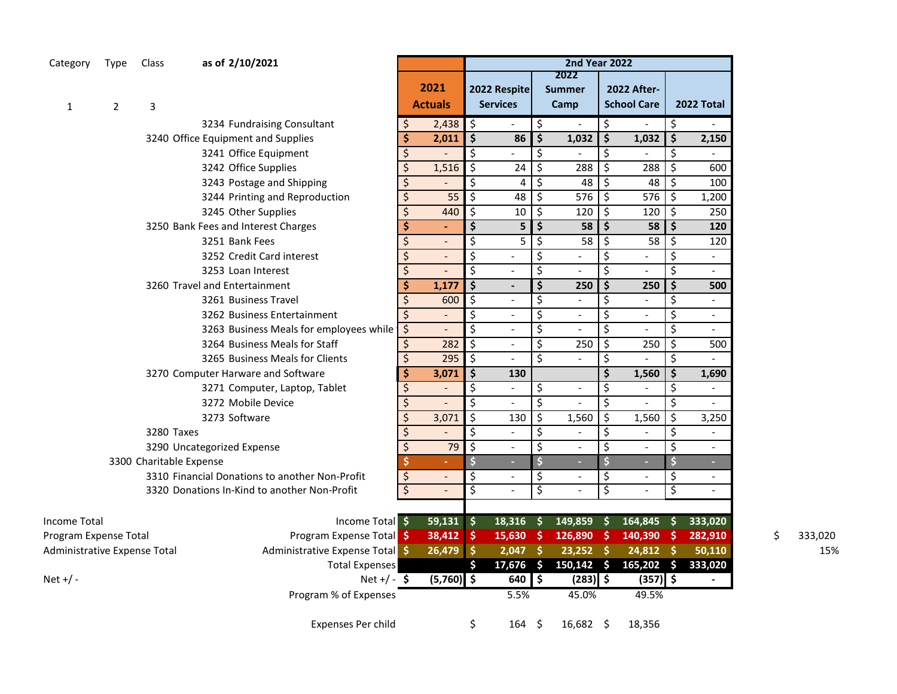| Category | Type | Class | as of 2/10/2021 | 2021 Actuals | 2nd Year 2022 | | | |
|---|---|---|---|---|---|---|---|---|
| 1 | 2 | 3 | | | 2022 Respite Services | 2022 Summer Camp | 2022 After-School Care | 2022 Total |
| | | | 3234 Fundraising Consultant | $ 2,438 | $ - | $ - | $ - | $ - |
| | | | 3240 Office Equipment and Supplies | **$ 2,011** | **$ 86** | **$ 1,032** | **$ 1,032** | **$ 2,150** |
| | | | 3241 Office Equipment | $ - | $ - | $ - | $ - | $ - |
| | | | 3242 Office Supplies | $ 1,516 | $ 24 | $ 288 | $ 288 | $ 600 |
| | | | 3243 Postage and Shipping | $ - | $ 4 | $ 48 | $ 48 | $ 100 |
| | | | 3244 Printing and Reproduction | $ 55 | $ 48 | $ 576 | $ 576 | $ 1,200 |
| | | | 3245 Other Supplies | $ 440 | $ 10 | $ 120 | $ 120 | $ 250 |
| | | | 3250 Bank Fees and Interest Charges | **$ -** | **$ 5** | **$ 58** | **$ 58** | **$ 120** |
| | | | 3251 Bank Fees | $ - | $ 5 | $ 58 | $ 58 | $ 120 |
| | | | 3252 Credit Card interest | $ - | $ - | $ - | $ - | $ - |
| | | | 3253 Loan Interest | $ - | $ - | $ - | $ - | $ - |
| | | | 3260 Travel and Entertainment | **$ 1,177** | **$ -** | **$ 250** | **$ 250** | **$ 500** |
| | | | 3261 Business Travel | $ 600 | $ - | $ - | $ - | $ - |
| | | | 3262 Business Entertainment | $ - | $ - | $ - | $ - | $ - |
| | | | 3263 Business Meals for employees while | $ - | $ - | $ - | $ - | $ - |
| | | | 3264 Business Meals for Staff | $ 282 | $ - | $ 250 | $ 250 | $ 500 |
| | | | 3265 Business Meals for Clients | $ 295 | $ - | $ - | $ - | $ - |
| | | | 3270 Computer Harware and Software | **$ 3,071** | **$ 130** | | **$ 1,560** | **$ 1,690** |
| | | | 3271 Computer, Laptop, Tablet | $ - | $ - | $ - | $ - | $ - |
| | | | 3272 Mobile Device | $ - | $ - | $ - | $ - | $ - |
| | | | 3273 Software | $ 3,071 | $ 130 | $ 1,560 | $ 1,560 | $ 3,250 |
| | | | 3280 Taxes | $ - | $ - | $ - | $ - | $ - |
| | | | 3290 Uncategorized Expense | $ 79 | $ - | $ - | $ - | $ - |
| | | | 3300 Charitable Expense | $ - | $ - | $ - | $ - | $ - |
| | | | 3310 Financial Donations to another Non-Profit | $ - | $ - | $ - | $ - | $ - |
| | | | 3320 Donations In-Kind to another Non-Profit | $ - | $ - | $ - | $ - | $ - |
| Income Total | | | Income Total | **$ 59,131** | **$ 18,316** | **$ 149,859** | **$ 164,845** | **$ 333,020** |
| Program Expense Total | | | Program Expense Total | **$ 38,412** | **$ 15,630** | **$ 126,890** | **$ 140,390** | **$ 282,910** |
| Administrative Expense Total | | | Administrative Expense Total | **$ 26,479** | **$ 2,047** | **$ 23,252** | **$ 24,812** | **$ 50,110** |
| | | | Total Expenses | | **$ 17,676** | **$ 150,142** | **$ 165,202** | **$ 333,020** |
| Net +/ - | | | Net +/ - | **$ (5,760)** | **$ 640** | **$ (283)** | **$ (357)** | **$ -** |
| | | | Program % of Expenses | | 5.5% | 45.0% | 49.5% | |
| | | | Expenses Per child | | $ 164 | $ 16,682 | $ 18,356 | |

$ 333,020

15%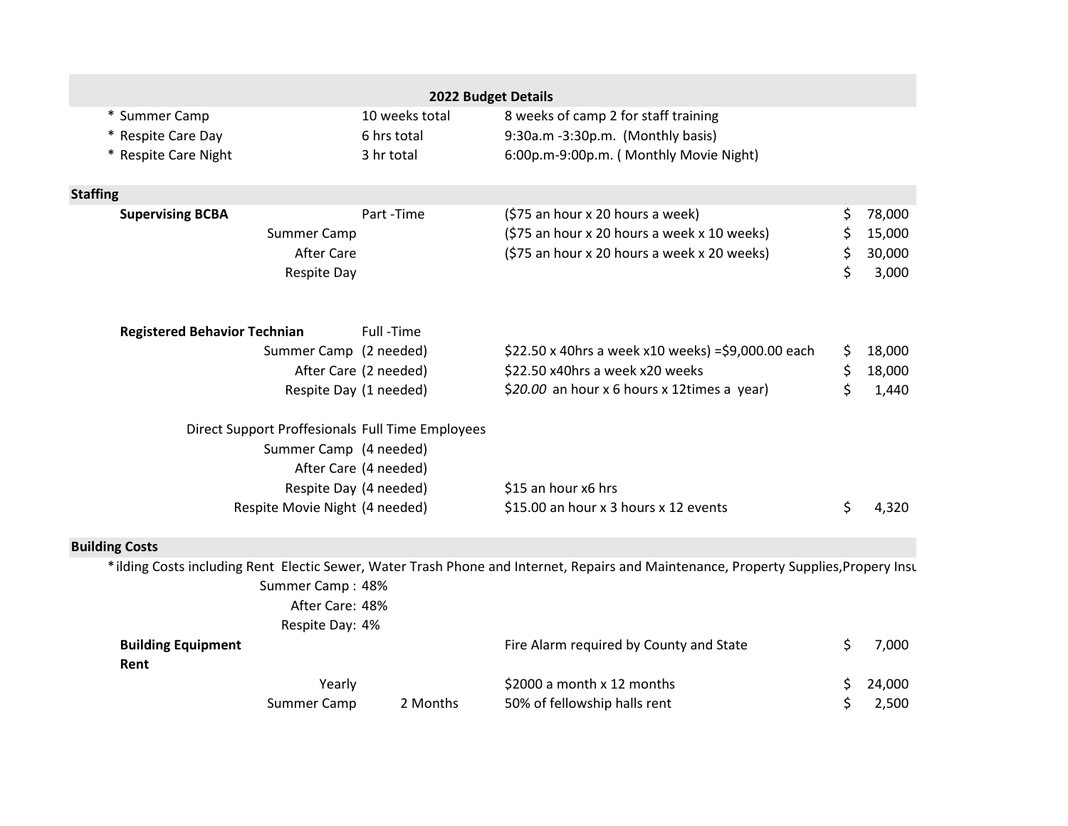| 2022 Budget Details | | | | |
|---|---|---|---|---|
| * Summer Camp | | 10 weeks total | 8 weeks of camp 2 for staff training | |
| * Respite Care Day | | 6 hrs total | 9:30a.m -3:30p.m. (Monthly basis) | |
| * Respite Care Night | | 3 hr total | 6:00p.m-9:00p.m. ( Monthly Movie Night) | |
| | | | | |
| **Staffing** | | | | |
| **Supervising BCBA** | | Part -Time | ($75 an hour x 20 hours a week) | $ 78,000 |
| | Summer Camp | | ($75 an hour x 20 hours a week x 10 weeks) | $ 15,000 |
| | After Care | | ($75 an hour x 20 hours a week x 20 weeks) | $ 30,000 |
| | Respite Day | | | $ 3,000 |
| | | | | |
| **Registered Behavior Technian** | | Full -Time | | |
| | Summer Camp | (2 needed) | $22.50 x 40hrs a week x10 weeks) =$9,000.00 each | $ 18,000 |
| | After Care | (2 needed) | $22.50 x40hrs a week x20 weeks | $ 18,000 |
| | Respite Day | (1 needed) | $*20.00* an hour x 6 hours x 12times a year) | $ 1,440 |
| | | | | |
| | Direct Support Proffesionals | Full Time Employees | | |
| | Summer Camp | (4 needed) | | |
| | After Care | (4 needed) | | |
| | Respite Day | (4 needed) | $15 an hour x6 hrs | |
| | Respite Movie Night | (4 needed) | $15.00 an hour x 3 hours x 12 events | $ 4,320 |
| | | | | |
| **Building Costs** | | | | |
| *ilding Costs including Rent Electic Sewer, Water Trash Phone and Internet, Repairs and Maintenance, Property Supplies,Propery Insu | | | | |
| | Summer Camp : | 48% | | |
| | After Care: | 48% | | |
| | Respite Day: | 4% | | |
| **Building Equipment** | | | Fire Alarm required by County and State | $ 7,000 |
| **Rent** | | | | |
| | Yearly | | $2000 a month x 12 months | $ 24,000 |
| | Summer Camp | 2 Months | 50% of fellowship halls rent | $ 2,500 |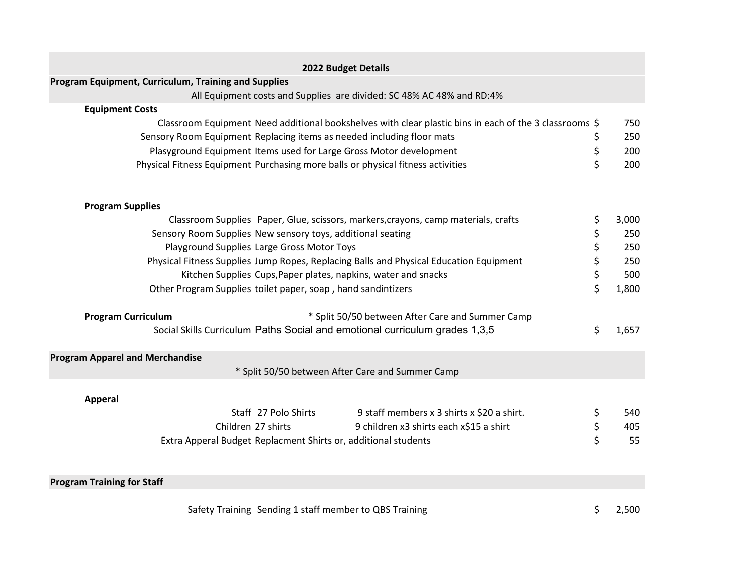# 2022 Budget Details

| | | | |
|---|---|---|---|
| **Program Equipment, Curriculum, Training and Supplies** | | | |
| | All Equipment costs and Supplies are divided: SC 48% AC 48% and RD:4% | | |
| **Equipment Costs** | | | |
| Classroom Equipment | Need additional bookshelves with clear plastic bins in each of the 3 classrooms | $ | 750 |
| Sensory Room Equipment | Replacing items as needed including floor mats | $ | 250 |
| Plasyground Equipment | Items used for Large Gross Motor development | $ | 200 |
| Physical Fitness Equipment | Purchasing more balls or physical fitness activities | $ | 200 |
| **Program Supplies** | | | |
| Classroom Supplies | Paper, Glue, scissors, markers,crayons, camp materials, crafts | $ | 3,000 |
| Sensory Room Supplies | New sensory toys, additional seating | $ | 250 |
| Playground Supplies | Large Gross Motor Toys | $ | 250 |
| Physical Fitness Supplies | Jump Ropes, Replacing Balls and Physical Education Equipment | $ | 250 |
| Kitchen Supplies | Cups,Paper plates, napkins, water and snacks | $ | 500 |
| Other Program Supplies | toilet paper, soap , hand sandintizers | $ | 1,800 |
| **Program Curriculum** | * Split 50/50 between After Care and Summer Camp | | |
| Social Skills Curriculum | Paths Social and emotional curriculum grades 1,3,5 | $ | 1,657 |
| **Program Apparel and Merchandise** | | | |
| | * Split 50/50 between After Care and Summer Camp | | |
| **Apperal** | | | |
| Staff 27 Polo Shirts | 9 staff members x 3 shirts x $20 a shirt. | $ | 540 |
| Children 27 shirts | 9 children x3 shirts each x$15 a shirt | $ | 405 |
| Extra Apperal Budget | Replacment Shirts or, additional students | $ | 55 |
| **Program Training for Staff** | | | |
| Safety Training | Sending 1 staff member to QBS Training | $ | 2,500 |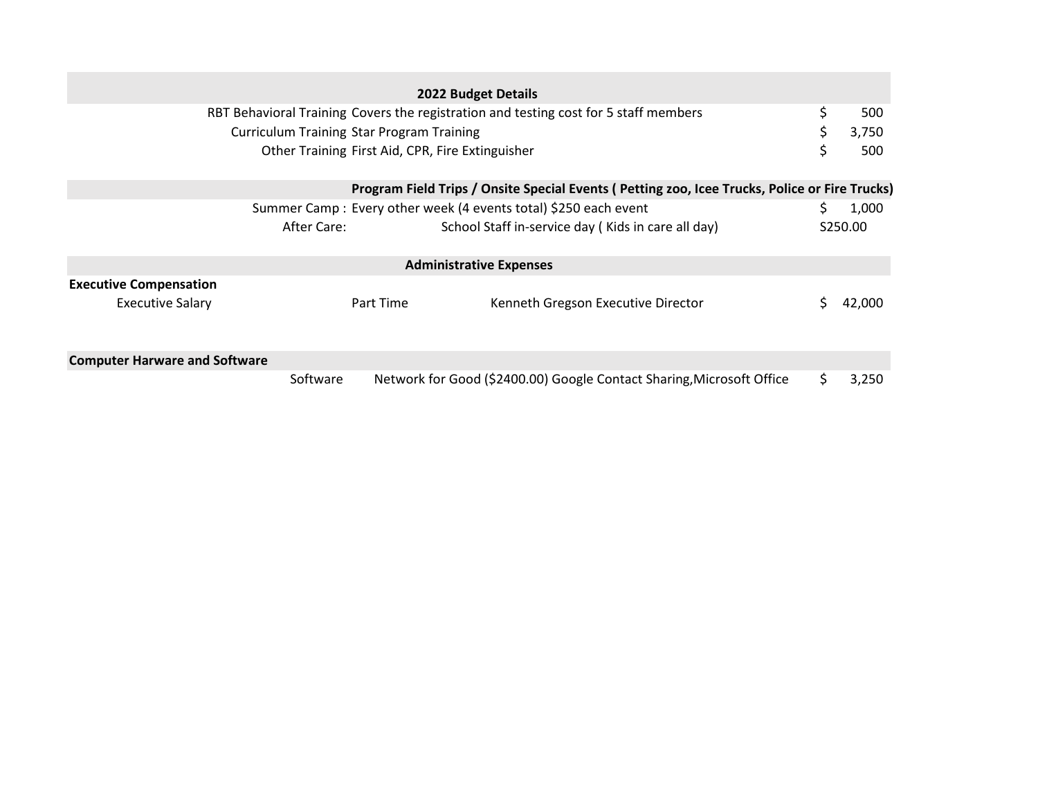| | | | |
|---|---|---|---|
| **2022 Budget Details** | | | |
| RBT Behavioral Training | Covers the registration and testing cost for 5 staff members | $ | 500 |
| Curriculum Training | Star Program Training | $ | 3,750 |
| Other Training | First Aid, CPR, Fire Extinguisher | $ | 500 |
| | **Program Field Trips / Onsite Special Events ( Petting zoo, Icee Trucks, Police or Fire Trucks)** | | |
| Summer Camp : | Every other week (4 events total) $250 each event | $ | 1,000 |
| After Care: | School Staff in-service day ( Kids in care all day) | S250.00 | |
| **Administrative Expenses** | | | |
| **Executive Compensation** | | | |
| Executive Salary | Part Time — Kenneth Gregson Executive Director | $ | 42,000 |
| **Computer Harware and Software** | | | |
| Software | Network for Good ($2400.00) Google Contact Sharing,Microsoft Office | $ | 3,250 |